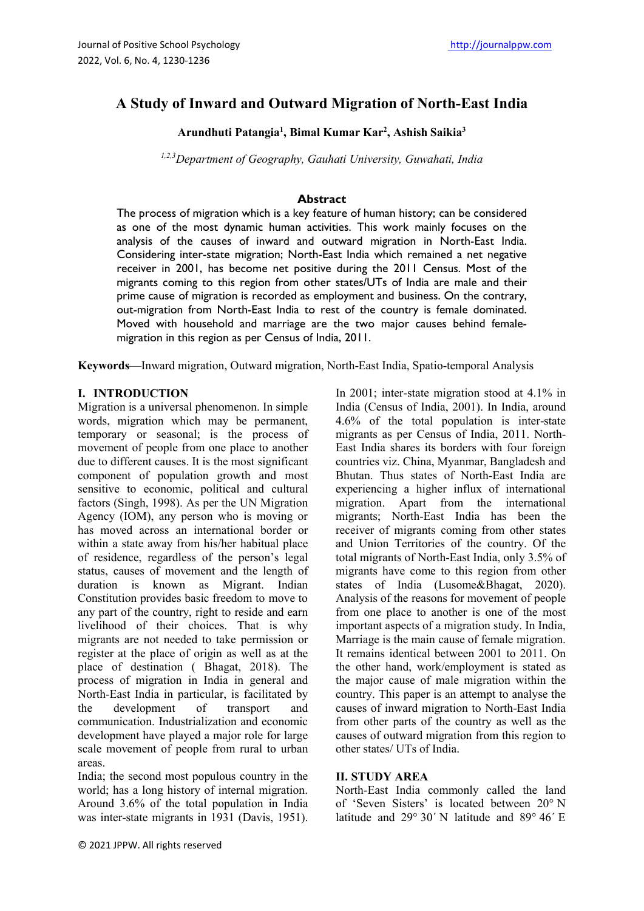# A Study of Inward and Outward Migration of North-East India

**Arundhuti Patangia[1], Bimal Kumar Kar[2], Ashish Saikia[3]**

*[1,2,3]Department of Geography, Gauhati University, Guwahati, India*

## Abstract

The process of migration which is a key feature of human history; can be considered as one of the most dynamic human activities. This work mainly focuses on the analysis of the causes of inward and outward migration in North-East India. Considering inter-state migration; North-East India which remained a net negative receiver in 2001, has become net positive during the 2011 Census. Most of the migrants coming to this region from other states/UTs of India are male and their prime cause of migration is recorded as employment and business. On the contrary, out-migration from North-East India to rest of the country is female dominated. Moved with household and marriage are the two major causes behind female-migration in this region as per Census of India, 2011.

**Keywords**—Inward migration, Outward migration, North-East India, Spatio-temporal Analysis

## I. INTRODUCTION

Migration is a universal phenomenon. In simple words, migration which may be permanent, temporary or seasonal; is the process of movement of people from one place to another due to different causes. It is the most significant component of population growth and most sensitive to economic, political and cultural factors (Singh, 1998). As per the UN Migration Agency (IOM), any person who is moving or has moved across an international border or within a state away from his/her habitual place of residence, regardless of the person's legal status, causes of movement and the length of duration is known as Migrant. Indian Constitution provides basic freedom to move to any part of the country, right to reside and earn livelihood of their choices. That is why migrants are not needed to take permission or register at the place of origin as well as at the place of destination ( Bhagat, 2018). The process of migration in India in general and North-East India in particular, is facilitated by the development of transport and communication. Industrialization and economic development have played a major role for large scale movement of people from rural to urban areas.

India; the second most populous country in the world; has a long history of internal migration. Around 3.6% of the total population in India was inter-state migrants in 1931 (Davis, 1951). In 2001; inter-state migration stood at 4.1% in India (Census of India, 2001). In India, around 4.6% of the total population is inter-state migrants as per Census of India, 2011. North-East India shares its borders with four foreign countries viz. China, Myanmar, Bangladesh and Bhutan. Thus states of North-East India are experiencing a higher influx of international migration. Apart from the international migrants; North-East India has been the receiver of migrants coming from other states and Union Territories of the country. Of the total migrants of North-East India, only 3.5% of migrants have come to this region from other states of India (Lusome&Bhagat, 2020). Analysis of the reasons for movement of people from one place to another is one of the most important aspects of a migration study. In India, Marriage is the main cause of female migration. It remains identical between 2001 to 2011. On the other hand, work/employment is stated as the major cause of male migration within the country. This paper is an attempt to analyse the causes of inward migration to North-East India from other parts of the country as well as the causes of outward migration from this region to other states/ UTs of India.

## II. STUDY AREA

North-East India commonly called the land of 'Seven Sisters' is located between 20° N latitude and 29° 30´ N latitude and 89° 46´ E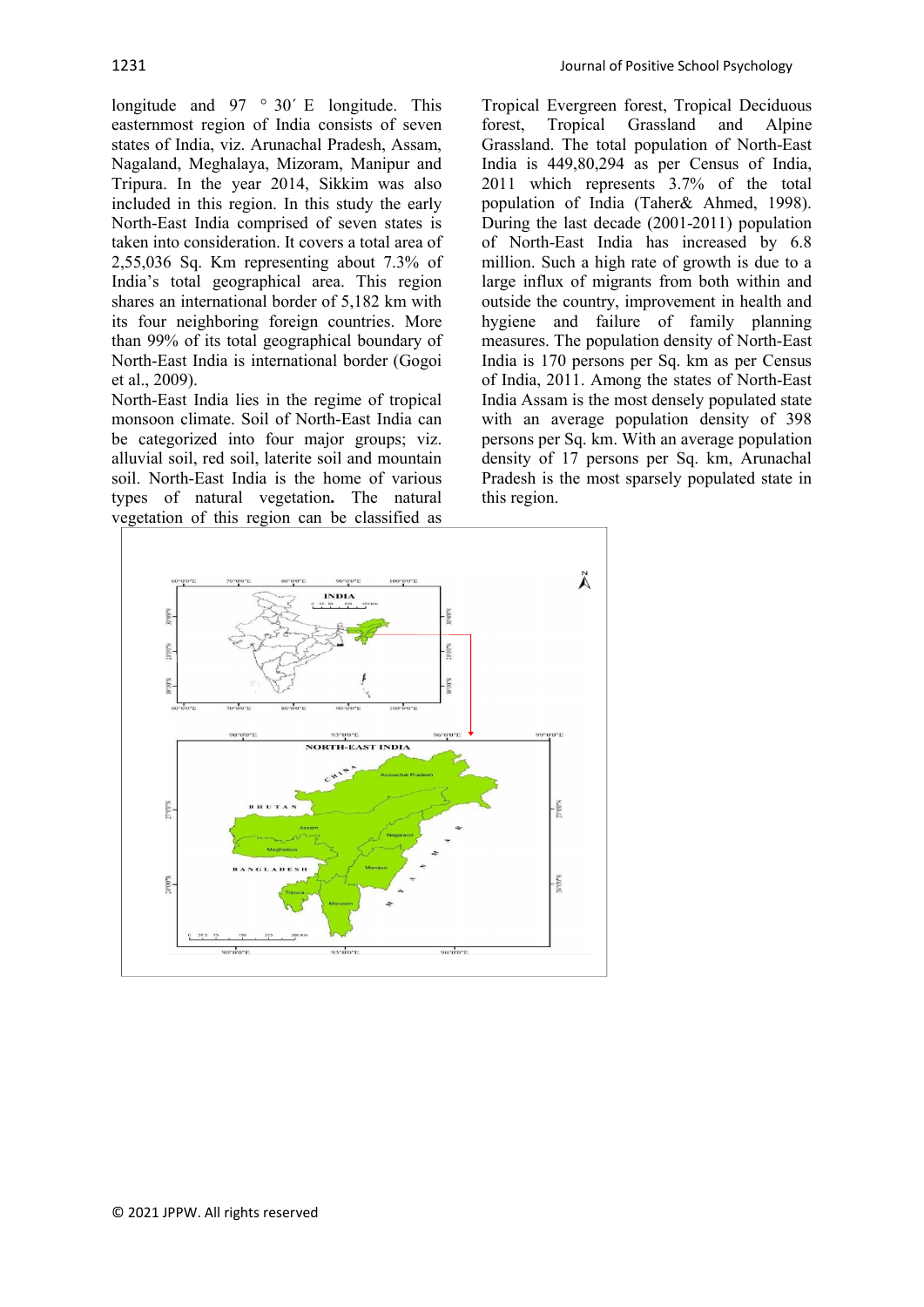longitude and 97 ° 30´ E longitude. This easternmost region of India consists of seven states of India, viz. Arunachal Pradesh, Assam, Nagaland, Meghalaya, Mizoram, Manipur and Tripura. In the year 2014, Sikkim was also included in this region. In this study the early North-East India comprised of seven states is taken into consideration. It covers a total area of 2,55,036 Sq. Km representing about 7.3% of India's total geographical area. This region shares an international border of 5,182 km with its four neighboring foreign countries. More than 99% of its total geographical boundary of North-East India is international border (Gogoi et al., 2009).

North-East India lies in the regime of tropical monsoon climate. Soil of North-East India can be categorized into four major groups; viz. alluvial soil, red soil, laterite soil and mountain soil. North-East India is the home of various types of natural vegetation**.** The natural vegetation of this region can be classified as Tropical Evergreen forest, Tropical Deciduous forest, Tropical Grassland and Alpine Grassland. The total population of North-East India is 449,80,294 as per Census of India, 2011 which represents 3.7% of the total population of India (Taher& Ahmed, 1998). During the last decade (2001-2011) population of North-East India has increased by 6.8 million. Such a high rate of growth is due to a large influx of migrants from both within and outside the country, improvement in health and hygiene and failure of family planning measures. The population density of North-East India is 170 persons per Sq. km as per Census of India, 2011. Among the states of North-East India Assam is the most densely populated state with an average population density of 398 persons per Sq. km. With an average population density of 17 persons per Sq. km, Arunachal Pradesh is the most sparsely populated state in this region.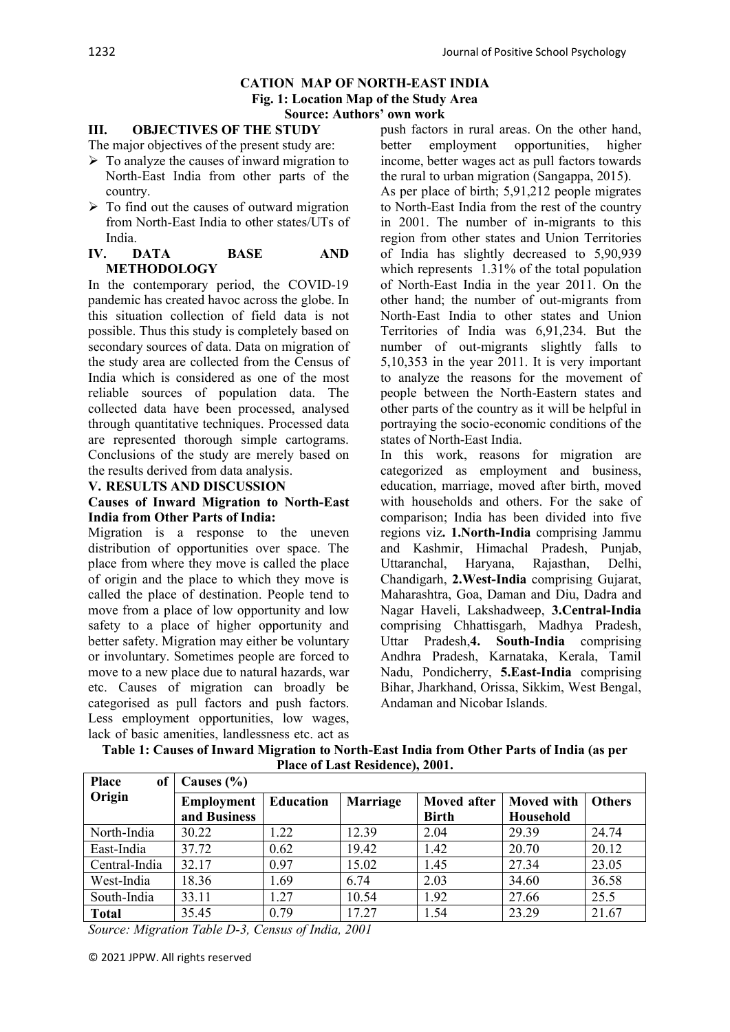**CATION MAP OF NORTH-EAST INDIA**

**Fig. 1: Location Map of the Study Area**

**Source: Authors' own work**

## III. OBJECTIVES OF THE STUDY

The major objectives of the present study are:

- To analyze the causes of inward migration to North-East India from other parts of the country.
- To find out the causes of outward migration from North-East India to other states/UTs of India.

## IV. DATA BASE AND METHODOLOGY

In the contemporary period, the COVID-19 pandemic has created havoc across the globe. In this situation collection of field data is not possible. Thus this study is completely based on secondary sources of data. Data on migration of the study area are collected from the Census of India which is considered as one of the most reliable sources of population data. The collected data have been processed, analysed through quantitative techniques. Processed data are represented thorough simple cartograms. Conclusions of the study are merely based on the results derived from data analysis.

## V. RESULTS AND DISCUSSION

### Causes of Inward Migration to North-East India from Other Parts of India:

Migration is a response to the uneven distribution of opportunities over space. The place from where they move is called the place of origin and the place to which they move is called the place of destination. People tend to move from a place of low opportunity and low safety to a place of higher opportunity and better safety. Migration may either be voluntary or involuntary. Sometimes people are forced to move to a new place due to natural hazards, war etc. Causes of migration can broadly be categorised as pull factors and push factors. Less employment opportunities, low wages, lack of basic amenities, landlessness etc. act as push factors in rural areas. On the other hand, better employment opportunities, higher income, better wages act as pull factors towards the rural to urban migration (Sangappa, 2015).

As per place of birth; 5,91,212 people migrates to North-East India from the rest of the country in 2001. The number of in-migrants to this region from other states and Union Territories of India has slightly decreased to 5,90,939 which represents 1.31% of the total population of North-East India in the year 2011. On the other hand; the number of out-migrants from North-East India to other states and Union Territories of India was 6,91,234. But the number of out-migrants slightly falls to 5,10,353 in the year 2011. It is very important to analyze the reasons for the movement of people between the North-Eastern states and other parts of the country as it will be helpful in portraying the socio-economic conditions of the states of North-East India.

In this work, reasons for migration are categorized as employment and business, education, marriage, moved after birth, moved with households and others. For the sake of comparison; India has been divided into five regions viz**. 1.North-India** comprising Jammu and Kashmir, Himachal Pradesh, Punjab, Uttaranchal, Haryana, Rajasthan, Delhi, Chandigarh, **2.West-India** comprising Gujarat, Maharashtra, Goa, Daman and Diu, Dadra and Nagar Haveli, Lakshadweep, **3.Central-India** comprising Chhattisgarh, Madhya Pradesh, Uttar Pradesh,**4. South-India** comprising Andhra Pradesh, Karnataka, Kerala, Tamil Nadu, Pondicherry, **5.East-India** comprising Bihar, Jharkhand, Orissa, Sikkim, West Bengal, Andaman and Nicobar Islands.

**Table 1: Causes of Inward Migration to North-East India from Other Parts of India (as per Place of Last Residence), 2001.**

| Place of Origin | Causes (%) | | | | | |
|---|---|---|---|---|---|---|
| | Employment and Business | Education | Marriage | Moved after Birth | Moved with Household | Others |
| North-India | 30.22 | 1.22 | 12.39 | 2.04 | 29.39 | 24.74 |
| East-India | 37.72 | 0.62 | 19.42 | 1.42 | 20.70 | 20.12 |
| Central-India | 32.17 | 0.97 | 15.02 | 1.45 | 27.34 | 23.05 |
| West-India | 18.36 | 1.69 | 6.74 | 2.03 | 34.60 | 36.58 |
| South-India | 33.11 | 1.27 | 10.54 | 1.92 | 27.66 | 25.5 |
| **Total** | 35.45 | 0.79 | 17.27 | 1.54 | 23.29 | 21.67 |

*Source: Migration Table D-3, Census of India, 2001*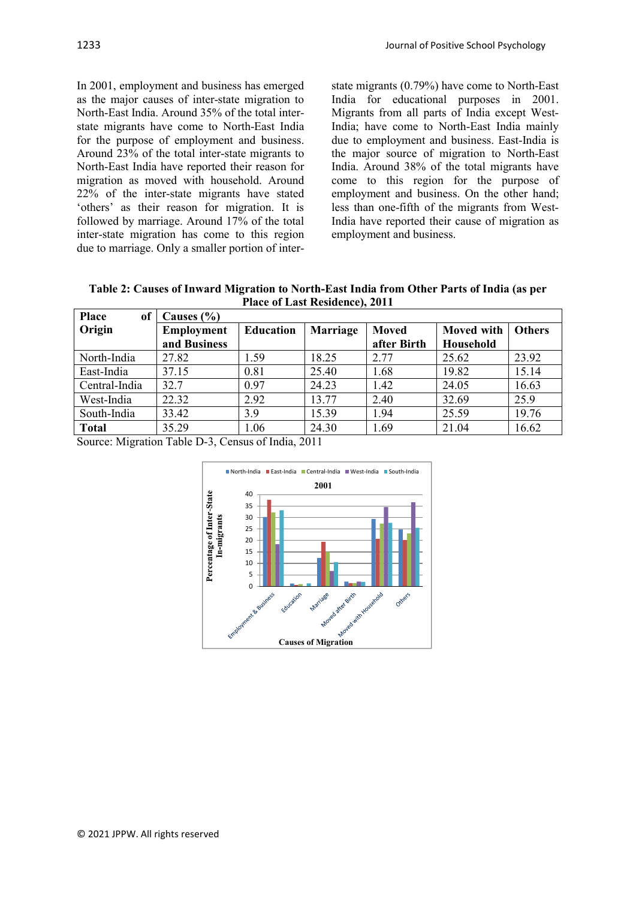In 2001, employment and business has emerged as the major causes of inter-state migration to North-East India. Around 35% of the total inter-state migrants have come to North-East India for the purpose of employment and business. Around 23% of the total inter-state migrants to North-East India have reported their reason for migration as moved with household. Around 22% of the inter-state migrants have stated 'others' as their reason for migration. It is followed by marriage. Around 17% of the total inter-state migration has come to this region due to marriage. Only a smaller portion of inter-state migrants (0.79%) have come to North-East India for educational purposes in 2001. Migrants from all parts of India except West-India; have come to North-East India mainly due to employment and business. East-India is the major source of migration to North-East India. Around 38% of the total migrants have come to this region for the purpose of employment and business. On the other hand; less than one-fifth of the migrants from West-India have reported their cause of migration as employment and business.

**Table 2: Causes of Inward Migration to North-East India from Other Parts of India (as per Place of Last Residence), 2011**

| Place of Origin | Causes (%) | | | | | |
|---|---|---|---|---|---|---|
| | **Employment and Business** | **Education** | **Marriage** | **Moved after Birth** | **Moved with Household** | **Others** |
| North-India | 27.82 | 1.59 | 18.25 | 2.77 | 25.62 | 23.92 |
| East-India | 37.15 | 0.81 | 25.40 | 1.68 | 19.82 | 15.14 |
| Central-India | 32.7 | 0.97 | 24.23 | 1.42 | 24.05 | 16.63 |
| West-India | 22.32 | 2.92 | 13.77 | 2.40 | 32.69 | 25.9 |
| South-India | 33.42 | 3.9 | 15.39 | 1.94 | 25.59 | 19.76 |
| **Total** | 35.29 | 1.06 | 24.30 | 1.69 | 21.04 | 16.62 |

Source: Migration Table D-3, Census of India, 2011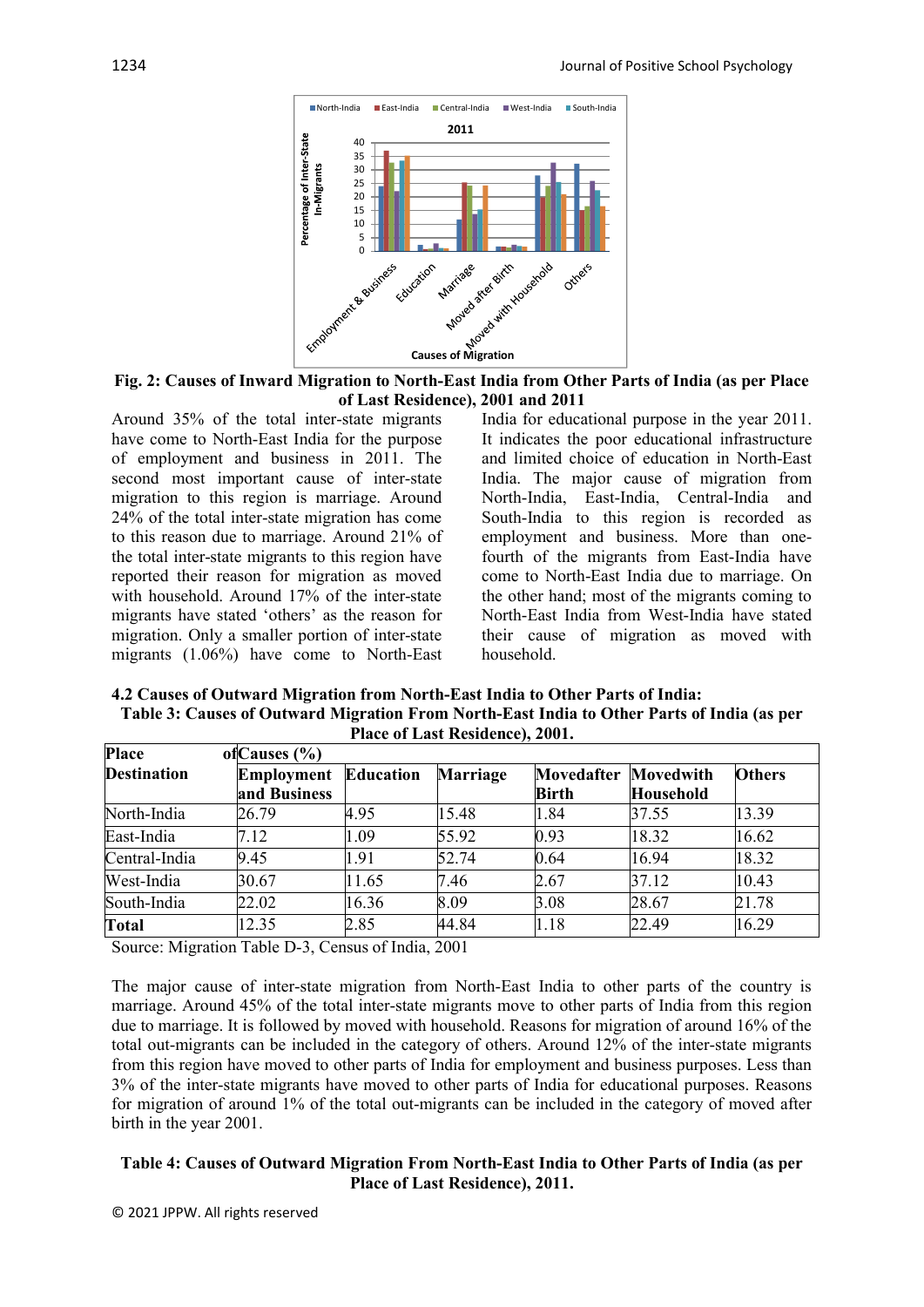**Fig. 2: Causes of Inward Migration to North-East India from Other Parts of India (as per Place of Last Residence), 2001 and 2011**

Around 35% of the total inter-state migrants have come to North-East India for the purpose of employment and business in 2011. The second most important cause of inter-state migration to this region is marriage. Around 24% of the total inter-state migration has come to this reason due to marriage. Around 21% of the total inter-state migrants to this region have reported their reason for migration as moved with household. Around 17% of the inter-state migrants have stated 'others' as the reason for migration. Only a smaller portion of inter-state migrants (1.06%) have come to North-East India for educational purpose in the year 2011. It indicates the poor educational infrastructure and limited choice of education in North-East India. The major cause of migration from North-India, East-India, Central-India and South-India to this region is recorded as employment and business. More than one-fourth of the migrants from East-India have come to North-East India due to marriage. On the other hand; most of the migrants coming to North-East India from West-India have stated their cause of migration as moved with household.

### 4.2 Causes of Outward Migration from North-East India to Other Parts of India:

**Table 3: Causes of Outward Migration From North-East India to Other Parts of India (as per Place of Last Residence), 2001.**

| Place of Destination | Causes (%) | | | | | |
|---|---|---|---|---|---|---|
| | Employment and Business | Education | Marriage | Movedafter Birth | Movedwith Household | Others |
| North-India | 26.79 | 4.95 | 15.48 | 1.84 | 37.55 | 13.39 |
| East-India | 7.12 | 1.09 | 55.92 | 0.93 | 18.32 | 16.62 |
| Central-India | 9.45 | 1.91 | 52.74 | 0.64 | 16.94 | 18.32 |
| West-India | 30.67 | 11.65 | 7.46 | 2.67 | 37.12 | 10.43 |
| South-India | 22.02 | 16.36 | 8.09 | 3.08 | 28.67 | 21.78 |
| **Total** | 12.35 | 2.85 | 44.84 | 1.18 | 22.49 | 16.29 |

Source: Migration Table D-3, Census of India, 2001

The major cause of inter-state migration from North-East India to other parts of the country is marriage. Around 45% of the total inter-state migrants move to other parts of India from this region due to marriage. It is followed by moved with household. Reasons for migration of around 16% of the total out-migrants can be included in the category of others. Around 12% of the inter-state migrants from this region have moved to other parts of India for employment and business purposes. Less than 3% of the inter-state migrants have moved to other parts of India for educational purposes. Reasons for migration of around 1% of the total out-migrants can be included in the category of moved after birth in the year 2001.

**Table 4: Causes of Outward Migration From North-East India to Other Parts of India (as per Place of Last Residence), 2011.**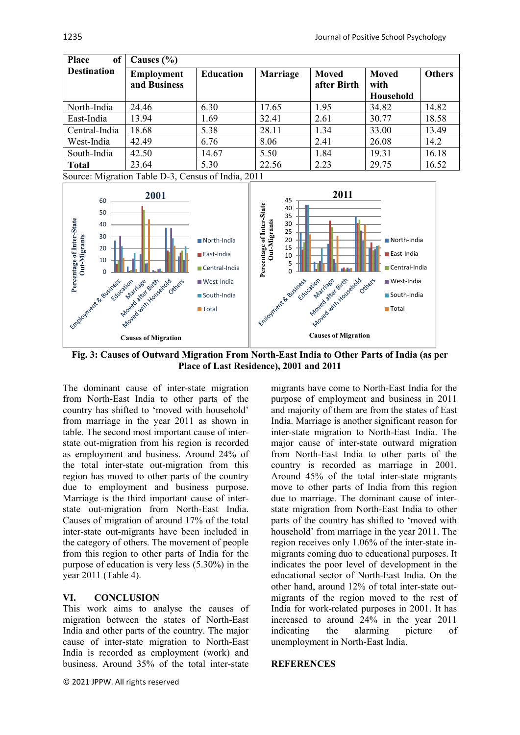| Place of Destination | Causes (%) | | | | | |
|---|---|---|---|---|---|---|
| | Employment and Business | Education | Marriage | Moved after Birth | Moved with Household | Others |
| North-India | 24.46 | 6.30 | 17.65 | 1.95 | 34.82 | 14.82 |
| East-India | 13.94 | 1.69 | 32.41 | 2.61 | 30.77 | 18.58 |
| Central-India | 18.68 | 5.38 | 28.11 | 1.34 | 33.00 | 13.49 |
| West-India | 42.49 | 6.76 | 8.06 | 2.41 | 26.08 | 14.2 |
| South-India | 42.50 | 14.67 | 5.50 | 1.84 | 19.31 | 16.18 |
| **Total** | 23.64 | 5.30 | 22.56 | 2.23 | 29.75 | 16.52 |

Source: Migration Table D-3, Census of India, 2011

**Fig. 3: Causes of Outward Migration From North-East India to Other Parts of India (as per Place of Last Residence), 2001 and 2011**

The dominant cause of inter-state migration from North-East India to other parts of the country has shifted to 'moved with household' from marriage in the year 2011 as shown in table. The second most important cause of inter-state out-migration from his region is recorded as employment and business. Around 24% of the total inter-state out-migration from this region has moved to other parts of the country due to employment and business purpose. Marriage is the third important cause of inter-state out-migration from North-East India. Causes of migration of around 17% of the total inter-state out-migrants have been included in the category of others. The movement of people from this region to other parts of India for the purpose of education is very less (5.30%) in the year 2011 (Table 4).

## VI. CONCLUSION

This work aims to analyse the causes of migration between the states of North-East India and other parts of the country. The major cause of inter-state migration to North-East India is recorded as employment (work) and business. Around 35% of the total inter-state migrants have come to North-East India for the purpose of employment and business in 2011 and majority of them are from the states of East India. Marriage is another significant reason for inter-state migration to North-East India. The major cause of inter-state outward migration from North-East India to other parts of the country is recorded as marriage in 2001. Around 45% of the total inter-state migrants move to other parts of India from this region due to marriage. The dominant cause of inter-state migration from North-East India to other parts of the country has shifted to 'moved with household' from marriage in the year 2011. The region receives only 1.06% of the inter-state in-migrants coming duo to educational purposes. It indicates the poor level of development in the educational sector of North-East India. On the other hand, around 12% of total inter-state out-migrants of the region moved to the rest of India for work-related purposes in 2001. It has increased to around 24% in the year 2011 indicating the alarming picture of unemployment in North-East India.

## REFERENCES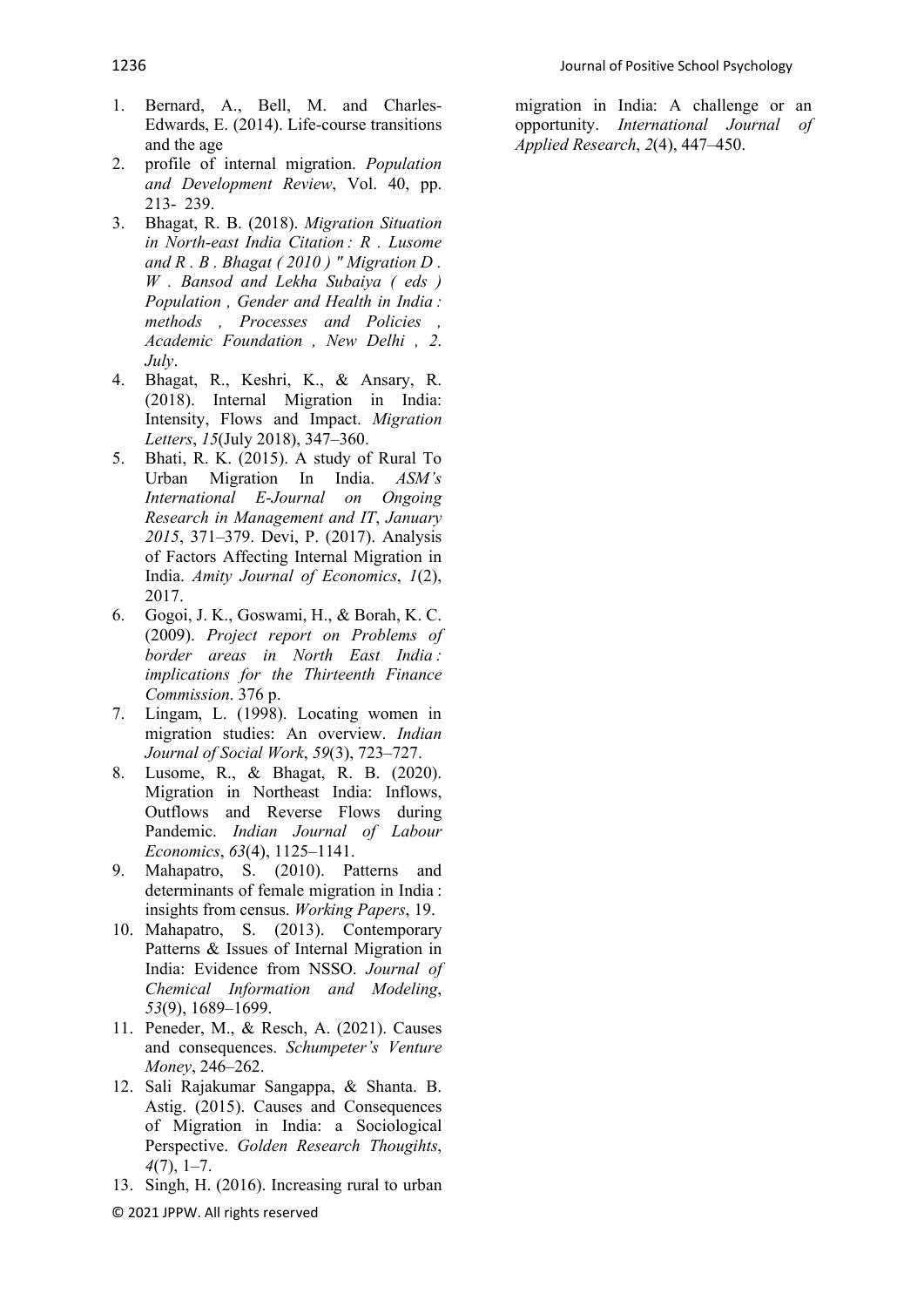1. Bernard, A., Bell, M. and Charles-Edwards, E. (2014). Life-course transitions and the age
2. profile of internal migration. *Population and Development Review*, Vol. 40, pp. 213- 239.
3. Bhagat, R. B. (2018). *Migration Situation in North-east India Citation : R . Lusome and R . B . Bhagat ( 2010 ) " Migration D . W . Bansod and Lekha Subaiya ( eds ) Population , Gender and Health in India : methods , Processes and Policies , Academic Foundation , New Delhi , 2. July*.
4. Bhagat, R., Keshri, K., & Ansary, R. (2018). Internal Migration in India: Intensity, Flows and Impact. *Migration Letters*, *15*(July 2018), 347–360.
5. Bhati, R. K. (2015). A study of Rural To Urban Migration In India. *ASM's International E-Journal on Ongoing Research in Management and IT*, *January 2015*, 371–379. Devi, P. (2017). Analysis of Factors Affecting Internal Migration in India. *Amity Journal of Economics*, *1*(2), 2017.
6. Gogoi, J. K., Goswami, H., & Borah, K. C. (2009). *Project report on Problems of border areas in North East India : implications for the Thirteenth Finance Commission*. 376 p.
7. Lingam, L. (1998). Locating women in migration studies: An overview. *Indian Journal of Social Work*, *59*(3), 723–727.
8. Lusome, R., & Bhagat, R. B. (2020). Migration in Northeast India: Inflows, Outflows and Reverse Flows during Pandemic. *Indian Journal of Labour Economics*, *63*(4), 1125–1141.
9. Mahapatro, S. (2010). Patterns and determinants of female migration in India : insights from census. *Working Papers*, 19.
10. Mahapatro, S. (2013). Contemporary Patterns & Issues of Internal Migration in India: Evidence from NSSO. *Journal of Chemical Information and Modeling*, *53*(9), 1689–1699.
11. Peneder, M., & Resch, A. (2021). Causes and consequences. *Schumpeter's Venture Money*, 246–262.
12. Sali Rajakumar Sangappa, & Shanta. B. Astig. (2015). Causes and Consequences of Migration in India: a Sociological Perspective. *Golden Research Thougihts*, *4*(7), 1–7.
13. Singh, H. (2016). Increasing rural to urban migration in India: A challenge or an opportunity. *International Journal of Applied Research*, *2*(4), 447–450.